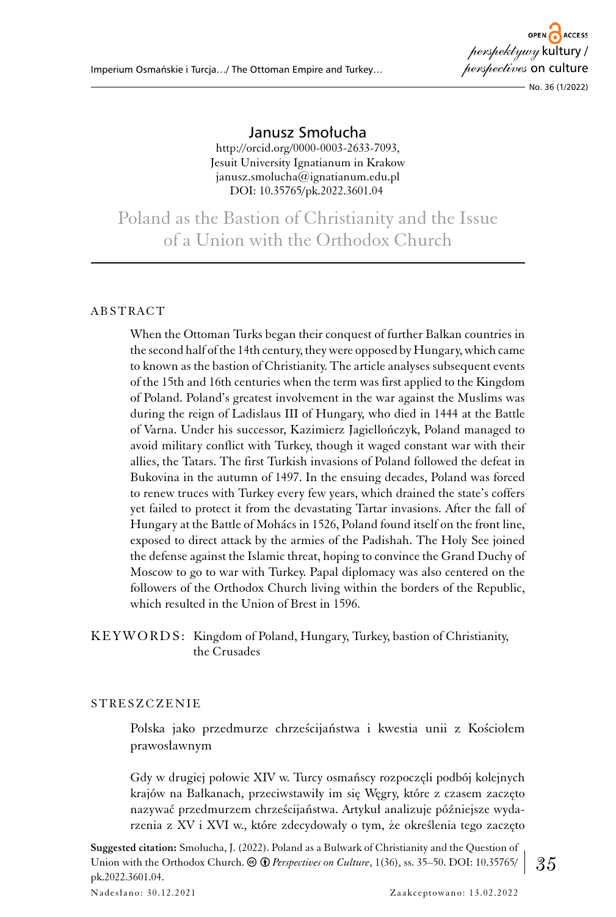Janusz Smołucha

http://orcid.org/0000-0003-2633-7093,
Jesuit University Ignatianum in Krakow
janusz.smolucha@ignatianum.edu.pl
DOI: 10.35765/pk.2022.3601.04

# Poland as the Bastion of Christianity and the Issue of a Union with the Orthodox Church

## ABSTRACT

When the Ottoman Turks began their conquest of further Balkan countries in the second half of the 14th century, they were opposed by Hungary, which came to known as the bastion of Christianity. The article analyses subsequent events of the 15th and 16th centuries when the term was first applied to the Kingdom of Poland. Poland's greatest involvement in the war against the Muslims was during the reign of Ladislaus III of Hungary, who died in 1444 at the Battle of Varna. Under his successor, Kazimierz Jagiellończyk, Poland managed to avoid military conflict with Turkey, though it waged constant war with their allies, the Tatars. The first Turkish invasions of Poland followed the defeat in Bukovina in the autumn of 1497. In the ensuing decades, Poland was forced to renew truces with Turkey every few years, which drained the state's coffers yet failed to protect it from the devastating Tartar invasions. After the fall of Hungary at the Battle of Mohács in 1526, Poland found itself on the front line, exposed to direct attack by the armies of the Padishah. The Holy See joined the defense against the Islamic threat, hoping to convince the Grand Duchy of Moscow to go to war with Turkey. Papal diplomacy was also centered on the followers of the Orthodox Church living within the borders of the Republic, which resulted in the Union of Brest in 1596.

**KEYWORDS:** Kingdom of Poland, Hungary, Turkey, bastion of Christianity, the Crusades

## STRESZCZENIE

Polska jako przedmurze chrześcijaństwa i kwestia unii z Kościołem prawosławnym

Gdy w drugiej połowie XIV w. Turcy osmańscy rozpoczęli podbój kolejnych krajów na Bałkanach, przeciwstawiły im się Węgry, które z czasem zaczęto nazywać przedmurzem chrześcijaństwa. Artykuł analizuje późniejsze wydarzenia z XV i XVI w., które zdecydowały o tym, że określenia tego zaczęto

**Suggested citation:** Smołucha, J. (2022). Poland as a Bulwark of Christianity and the Question of Union with the Orthodox Church. *Perspectives on Culture*, 1(36), ss. 35–50. DOI: 10.35765/pk.2022.3601.04.

Nadesłano: 30.12.2021 Zaakceptowano: 13.02.2022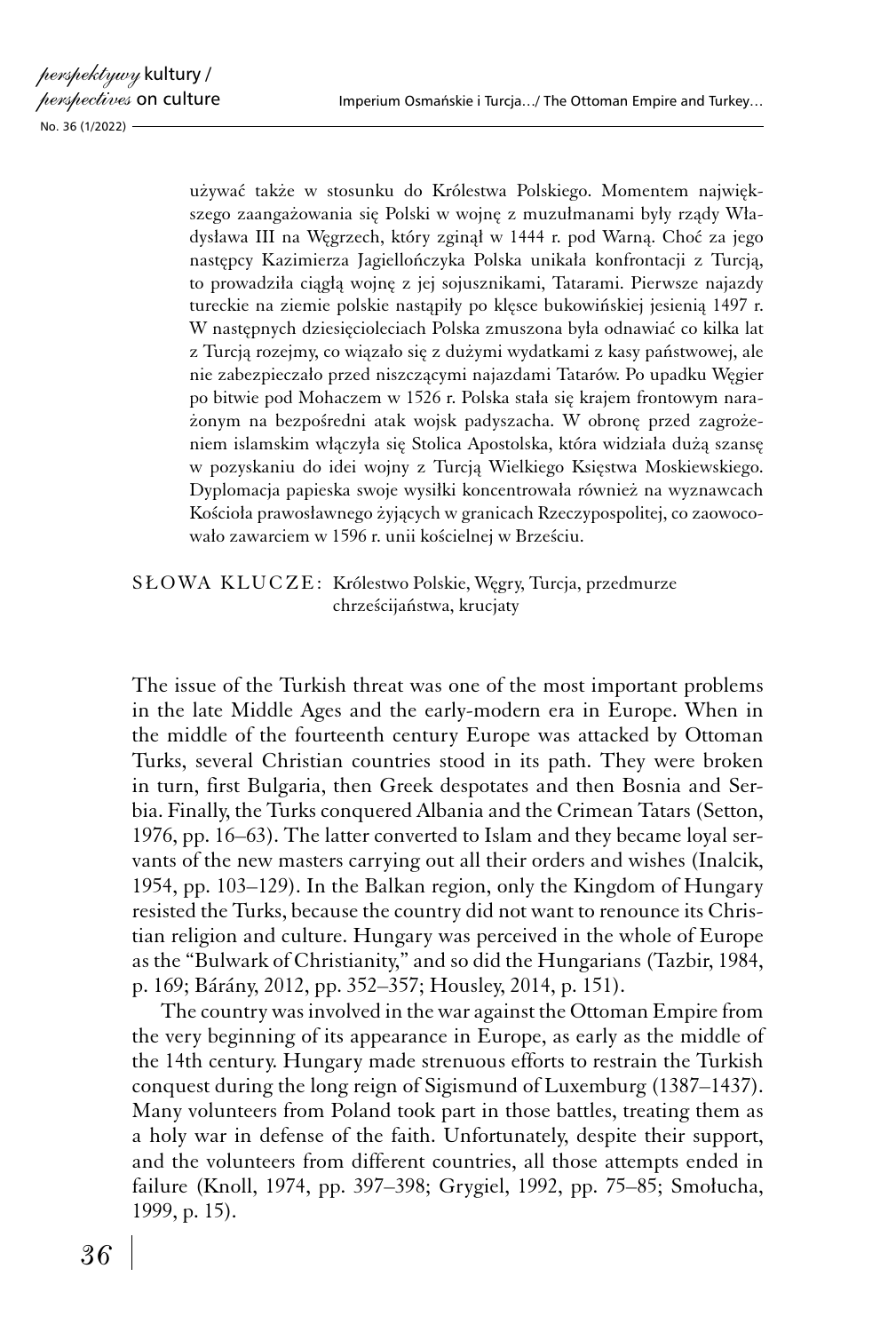używać także w stosunku do Królestwa Polskiego. Momentem największego zaangażowania się Polski w wojnę z muzułmanami były rządy Władysława III na Węgrzech, który zginął w 1444 r. pod Warną. Choć za jego następcy Kazimierza Jagiellończyka Polska unikała konfrontacji z Turcją, to prowadziła ciągłą wojnę z jej sojusznikami, Tatarami. Pierwsze najazdy tureckie na ziemie polskie nastąpiły po klęsce bukowińskiej jesienią 1497 r. W następnych dziesięcioleciach Polska zmuszona była odnawiać co kilka lat z Turcją rozejmy, co wiązało się z dużymi wydatkami z kasy państwowej, ale nie zabezpieczało przed niszczącymi najazdami Tatarów. Po upadku Węgier po bitwie pod Mohaczem w 1526 r. Polska stała się krajem frontowym narażonym na bezpośredni atak wojsk padyszacha. W obronę przed zagrożeniem islamskim włączyła się Stolica Apostolska, która widziała dużą szansę w pozyskaniu do idei wojny z Turcją Wielkiego Księstwa Moskiewskiego. Dyplomacja papieska swoje wysiłki koncentrowała również na wyznawcach Kościoła prawosławnego żyjących w granicach Rzeczypospolitej, co zaowocowało zawarciem w 1596 r. unii kościelnej w Brześciu.

SŁOWA KLUCZE: Królestwo Polskie, Węgry, Turcja, przedmurze chrześcijaństwa, krucjaty

The issue of the Turkish threat was one of the most important problems in the late Middle Ages and the early-modern era in Europe. When in the middle of the fourteenth century Europe was attacked by Ottoman Turks, several Christian countries stood in its path. They were broken in turn, first Bulgaria, then Greek despotates and then Bosnia and Serbia. Finally, the Turks conquered Albania and the Crimean Tatars (Setton, 1976, pp. 16–63). The latter converted to Islam and they became loyal servants of the new masters carrying out all their orders and wishes (Inalcik, 1954, pp. 103–129). In the Balkan region, only the Kingdom of Hungary resisted the Turks, because the country did not want to renounce its Christian religion and culture. Hungary was perceived in the whole of Europe as the "Bulwark of Christianity," and so did the Hungarians (Tazbir, 1984, p. 169; Bárány, 2012, pp. 352–357; Housley, 2014, p. 151).

The country was involved in the war against the Ottoman Empire from the very beginning of its appearance in Europe, as early as the middle of the 14th century. Hungary made strenuous efforts to restrain the Turkish conquest during the long reign of Sigismund of Luxemburg (1387–1437). Many volunteers from Poland took part in those battles, treating them as a holy war in defense of the faith. Unfortunately, despite their support, and the volunteers from different countries, all those attempts ended in failure (Knoll, 1974, pp. 397–398; Grygiel, 1992, pp. 75–85; Smołucha, 1999, p. 15).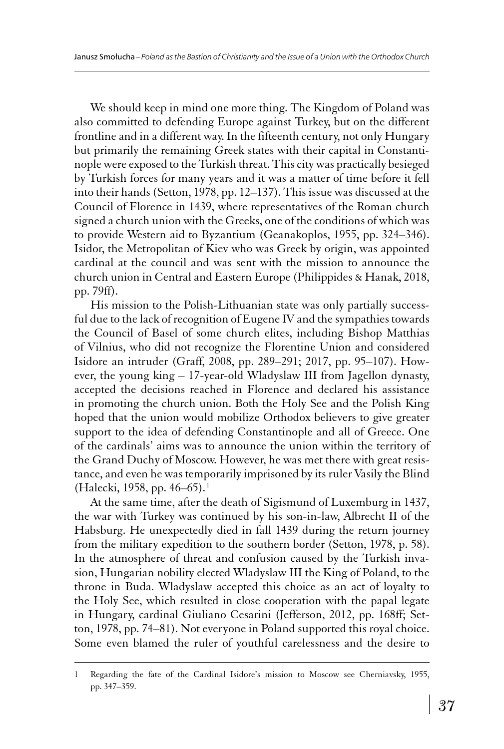We should keep in mind one more thing. The Kingdom of Poland was also committed to defending Europe against Turkey, but on the different frontline and in a different way. In the fifteenth century, not only Hungary but primarily the remaining Greek states with their capital in Constantinople were exposed to the Turkish threat. This city was practically besieged by Turkish forces for many years and it was a matter of time before it fell into their hands (Setton, 1978, pp. 12–137). This issue was discussed at the Council of Florence in 1439, where representatives of the Roman church signed a church union with the Greeks, one of the conditions of which was to provide Western aid to Byzantium (Geanakoplos, 1955, pp. 324–346). Isidor, the Metropolitan of Kiev who was Greek by origin, was appointed cardinal at the council and was sent with the mission to announce the church union in Central and Eastern Europe (Philippides & Hanak, 2018, pp. 79ff).

His mission to the Polish-Lithuanian state was only partially successful due to the lack of recognition of Eugene IV and the sympathies towards the Council of Basel of some church elites, including Bishop Matthias of Vilnius, who did not recognize the Florentine Union and considered Isidore an intruder (Graff, 2008, pp. 289–291; 2017, pp. 95–107). However, the young king – 17-year-old Wladyslaw III from Jagellon dynasty, accepted the decisions reached in Florence and declared his assistance in promoting the church union. Both the Holy See and the Polish King hoped that the union would mobilize Orthodox believers to give greater support to the idea of defending Constantinople and all of Greece. One of the cardinals' aims was to announce the union within the territory of the Grand Duchy of Moscow. However, he was met there with great resistance, and even he was temporarily imprisoned by its ruler Vasily the Blind (Halecki, 1958, pp. 46–65).[1]

At the same time, after the death of Sigismund of Luxemburg in 1437, the war with Turkey was continued by his son-in-law, Albrecht II of the Habsburg. He unexpectedly died in fall 1439 during the return journey from the military expedition to the southern border (Setton, 1978, p. 58). In the atmosphere of threat and confusion caused by the Turkish invasion, Hungarian nobility elected Wladyslaw III the King of Poland, to the throne in Buda. Wladyslaw accepted this choice as an act of loyalty to the Holy See, which resulted in close cooperation with the papal legate in Hungary, cardinal Giuliano Cesarini (Jefferson, 2012, pp. 168ff; Setton, 1978, pp. 74–81). Not everyone in Poland supported this royal choice. Some even blamed the ruler of youthful carelessness and the desire to

---

1 Regarding the fate of the Cardinal Isidore's mission to Moscow see Cherniavsky, 1955, pp. 347–359.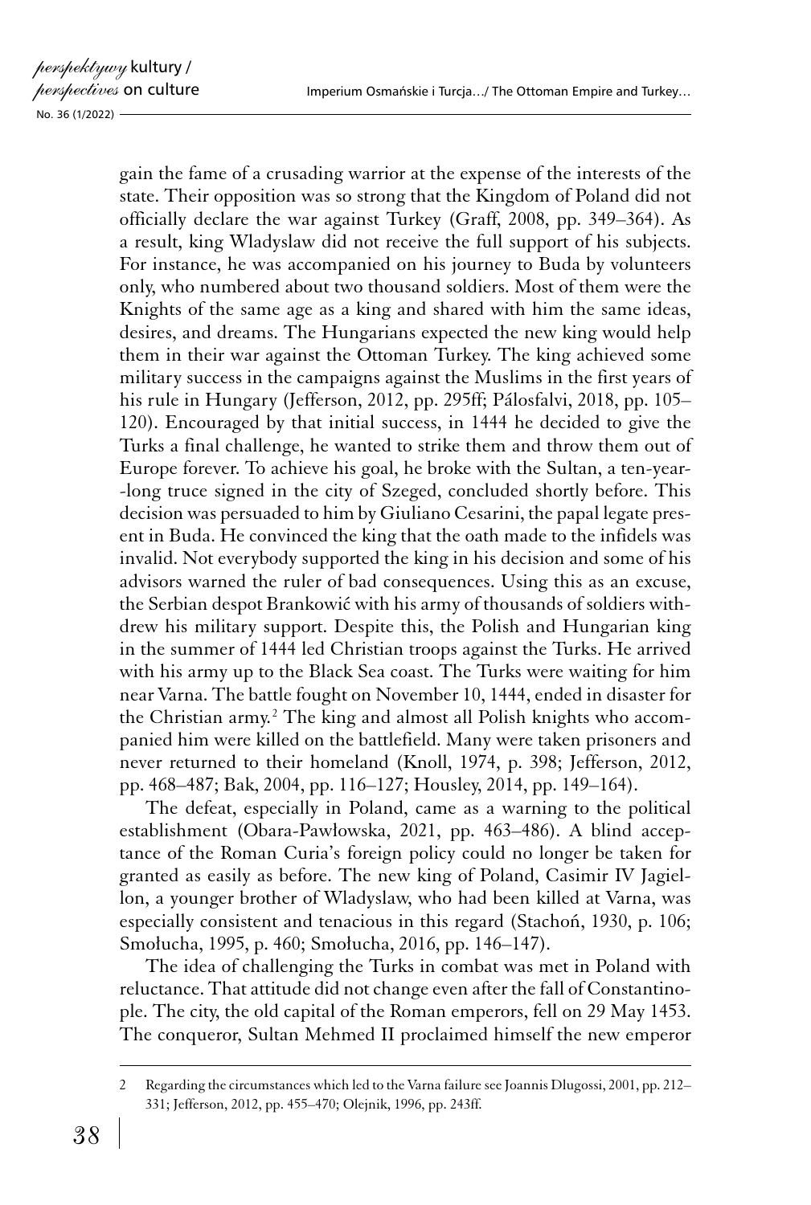gain the fame of a crusading warrior at the expense of the interests of the state. Their opposition was so strong that the Kingdom of Poland did not officially declare the war against Turkey (Graff, 2008, pp. 349–364). As a result, king Wladyslaw did not receive the full support of his subjects. For instance, he was accompanied on his journey to Buda by volunteers only, who numbered about two thousand soldiers. Most of them were the Knights of the same age as a king and shared with him the same ideas, desires, and dreams. The Hungarians expected the new king would help them in their war against the Ottoman Turkey. The king achieved some military success in the campaigns against the Muslims in the first years of his rule in Hungary (Jefferson, 2012, pp. 295ff; Pálosfalvi, 2018, pp. 105–120). Encouraged by that initial success, in 1444 he decided to give the Turks a final challenge, he wanted to strike them and throw them out of Europe forever. To achieve his goal, he broke with the Sultan, a ten-year-long truce signed in the city of Szeged, concluded shortly before. This decision was persuaded to him by Giuliano Cesarini, the papal legate present in Buda. He convinced the king that the oath made to the infidels was invalid. Not everybody supported the king in his decision and some of his advisors warned the ruler of bad consequences. Using this as an excuse, the Serbian despot Brankowić with his army of thousands of soldiers withdrew his military support. Despite this, the Polish and Hungarian king in the summer of 1444 led Christian troops against the Turks. He arrived with his army up to the Black Sea coast. The Turks were waiting for him near Varna. The battle fought on November 10, 1444, ended in disaster for the Christian army.[2] The king and almost all Polish knights who accompanied him were killed on the battlefield. Many were taken prisoners and never returned to their homeland (Knoll, 1974, p. 398; Jefferson, 2012, pp. 468–487; Bak, 2004, pp. 116–127; Housley, 2014, pp. 149–164).

The defeat, especially in Poland, came as a warning to the political establishment (Obara-Pawłowska, 2021, pp. 463–486). A blind acceptance of the Roman Curia's foreign policy could no longer be taken for granted as easily as before. The new king of Poland, Casimir IV Jagiellon, a younger brother of Wladyslaw, who had been killed at Varna, was especially consistent and tenacious in this regard (Stachoń, 1930, p. 106; Smołucha, 1995, p. 460; Smołucha, 2016, pp. 146–147).

The idea of challenging the Turks in combat was met in Poland with reluctance. That attitude did not change even after the fall of Constantinople. The city, the old capital of the Roman emperors, fell on 29 May 1453. The conqueror, Sultan Mehmed II proclaimed himself the new emperor

---

2 Regarding the circumstances which led to the Varna failure see Joannis Dlugossi, 2001, pp. 212–331; Jefferson, 2012, pp. 455–470; Olejnik, 1996, pp. 243ff.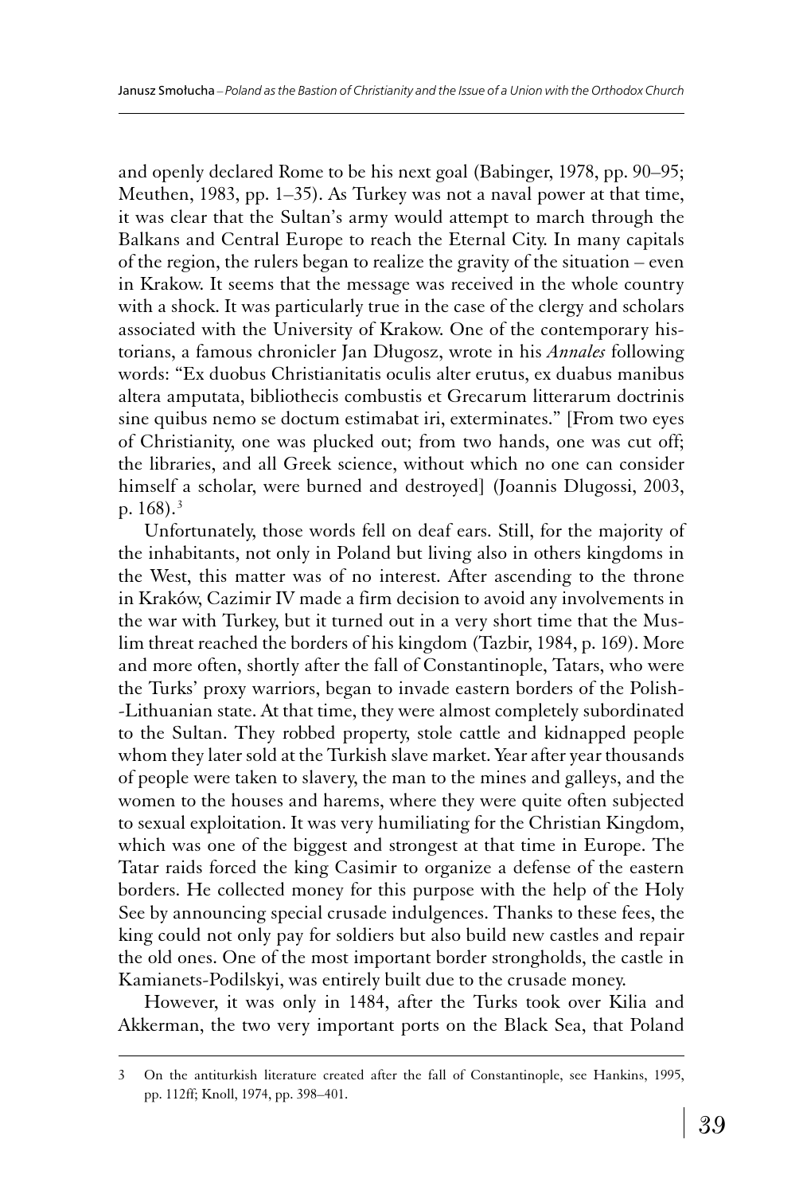and openly declared Rome to be his next goal (Babinger, 1978, pp. 90–95; Meuthen, 1983, pp. 1–35). As Turkey was not a naval power at that time, it was clear that the Sultan's army would attempt to march through the Balkans and Central Europe to reach the Eternal City. In many capitals of the region, the rulers began to realize the gravity of the situation – even in Krakow. It seems that the message was received in the whole country with a shock. It was particularly true in the case of the clergy and scholars associated with the University of Krakow. One of the contemporary historians, a famous chronicler Jan Długosz, wrote in his *Annales* following words: "Ex duobus Christianitatis oculis alter erutus, ex duabus manibus altera amputata, bibliothecis combustis et Grecarum litterarum doctrinis sine quibus nemo se doctum estimabat iri, exterminates." [From two eyes of Christianity, one was plucked out; from two hands, one was cut off; the libraries, and all Greek science, without which no one can consider himself a scholar, were burned and destroyed] (Joannis Dlugossi, 2003, p. 168).[3]

Unfortunately, those words fell on deaf ears. Still, for the majority of the inhabitants, not only in Poland but living also in others kingdoms in the West, this matter was of no interest. After ascending to the throne in Kraków, Cazimir IV made a firm decision to avoid any involvements in the war with Turkey, but it turned out in a very short time that the Muslim threat reached the borders of his kingdom (Tazbir, 1984, p. 169). More and more often, shortly after the fall of Constantinople, Tatars, who were the Turks' proxy warriors, began to invade eastern borders of the Polish-Lithuanian state. At that time, they were almost completely subordinated to the Sultan. They robbed property, stole cattle and kidnapped people whom they later sold at the Turkish slave market. Year after year thousands of people were taken to slavery, the man to the mines and galleys, and the women to the houses and harems, where they were quite often subjected to sexual exploitation. It was very humiliating for the Christian Kingdom, which was one of the biggest and strongest at that time in Europe. The Tatar raids forced the king Casimir to organize a defense of the eastern borders. He collected money for this purpose with the help of the Holy See by announcing special crusade indulgences. Thanks to these fees, the king could not only pay for soldiers but also build new castles and repair the old ones. One of the most important border strongholds, the castle in Kamianets-Podilskyi, was entirely built due to the crusade money.

However, it was only in 1484, after the Turks took over Kilia and Akkerman, the two very important ports on the Black Sea, that Poland

---

3 On the antiturkish literature created after the fall of Constantinople, see Hankins, 1995, pp. 112ff; Knoll, 1974, pp. 398–401.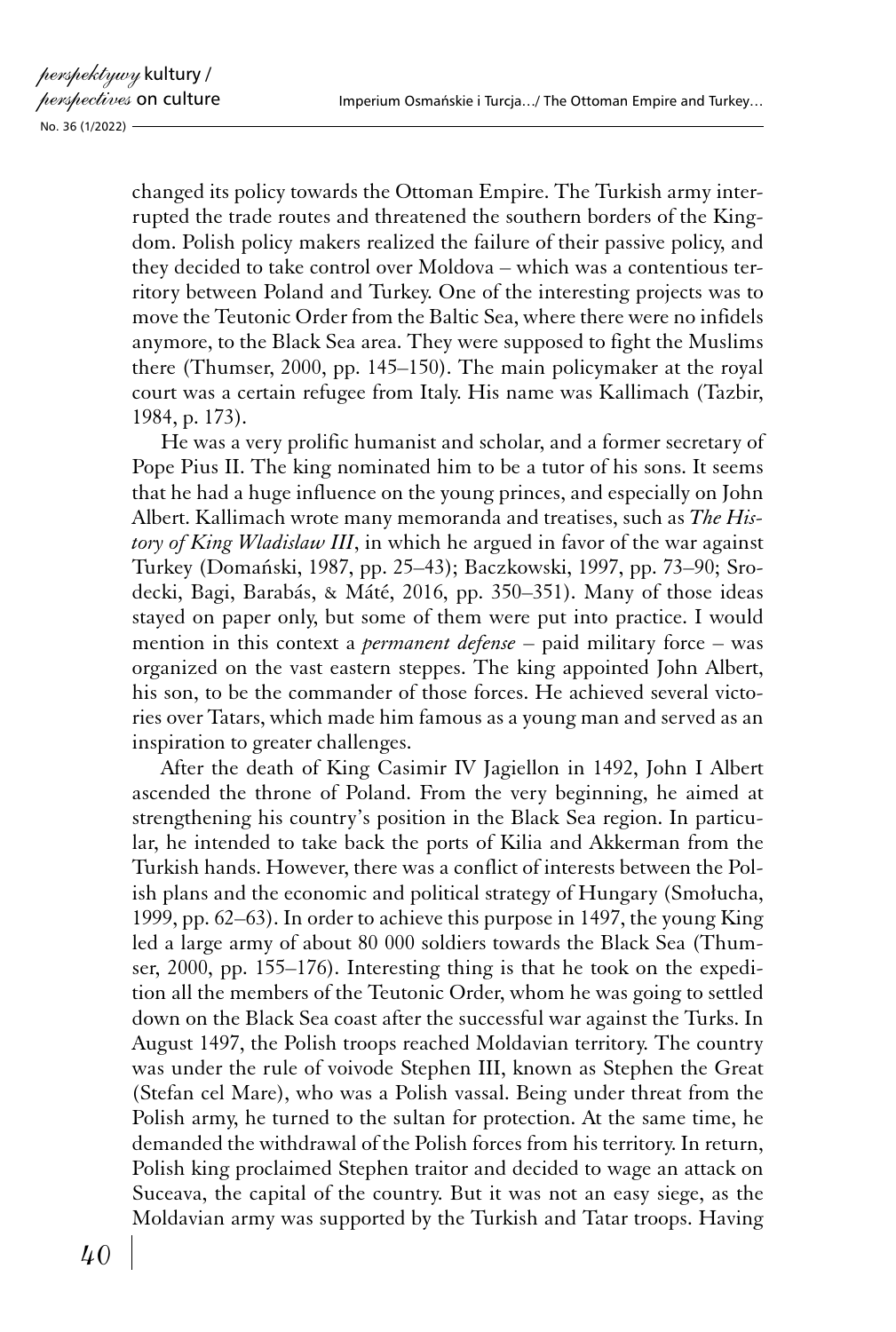changed its policy towards the Ottoman Empire. The Turkish army interrupted the trade routes and threatened the southern borders of the Kingdom. Polish policy makers realized the failure of their passive policy, and they decided to take control over Moldova – which was a contentious territory between Poland and Turkey. One of the interesting projects was to move the Teutonic Order from the Baltic Sea, where there were no infidels anymore, to the Black Sea area. They were supposed to fight the Muslims there (Thumser, 2000, pp. 145–150). The main policymaker at the royal court was a certain refugee from Italy. His name was Kallimach (Tazbir, 1984, p. 173).

He was a very prolific humanist and scholar, and a former secretary of Pope Pius II. The king nominated him to be a tutor of his sons. It seems that he had a huge influence on the young princes, and especially on John Albert. Kallimach wrote many memoranda and treatises, such as *The History of King Wladislaw III*, in which he argued in favor of the war against Turkey (Domański, 1987, pp. 25–43); Baczkowski, 1997, pp. 73–90; Srodecki, Bagi, Barabás, & Máté, 2016, pp. 350–351). Many of those ideas stayed on paper only, but some of them were put into practice. I would mention in this context a *permanent defense* – paid military force – was organized on the vast eastern steppes. The king appointed John Albert, his son, to be the commander of those forces. He achieved several victories over Tatars, which made him famous as a young man and served as an inspiration to greater challenges.

After the death of King Casimir IV Jagiellon in 1492, John I Albert ascended the throne of Poland. From the very beginning, he aimed at strengthening his country's position in the Black Sea region. In particular, he intended to take back the ports of Kilia and Akkerman from the Turkish hands. However, there was a conflict of interests between the Polish plans and the economic and political strategy of Hungary (Smołucha, 1999, pp. 62–63). In order to achieve this purpose in 1497, the young King led a large army of about 80 000 soldiers towards the Black Sea (Thumser, 2000, pp. 155–176). Interesting thing is that he took on the expedition all the members of the Teutonic Order, whom he was going to settled down on the Black Sea coast after the successful war against the Turks. In August 1497, the Polish troops reached Moldavian territory. The country was under the rule of voivode Stephen III, known as Stephen the Great (Stefan cel Mare), who was a Polish vassal. Being under threat from the Polish army, he turned to the sultan for protection. At the same time, he demanded the withdrawal of the Polish forces from his territory. In return, Polish king proclaimed Stephen traitor and decided to wage an attack on Suceava, the capital of the country. But it was not an easy siege, as the Moldavian army was supported by the Turkish and Tatar troops. Having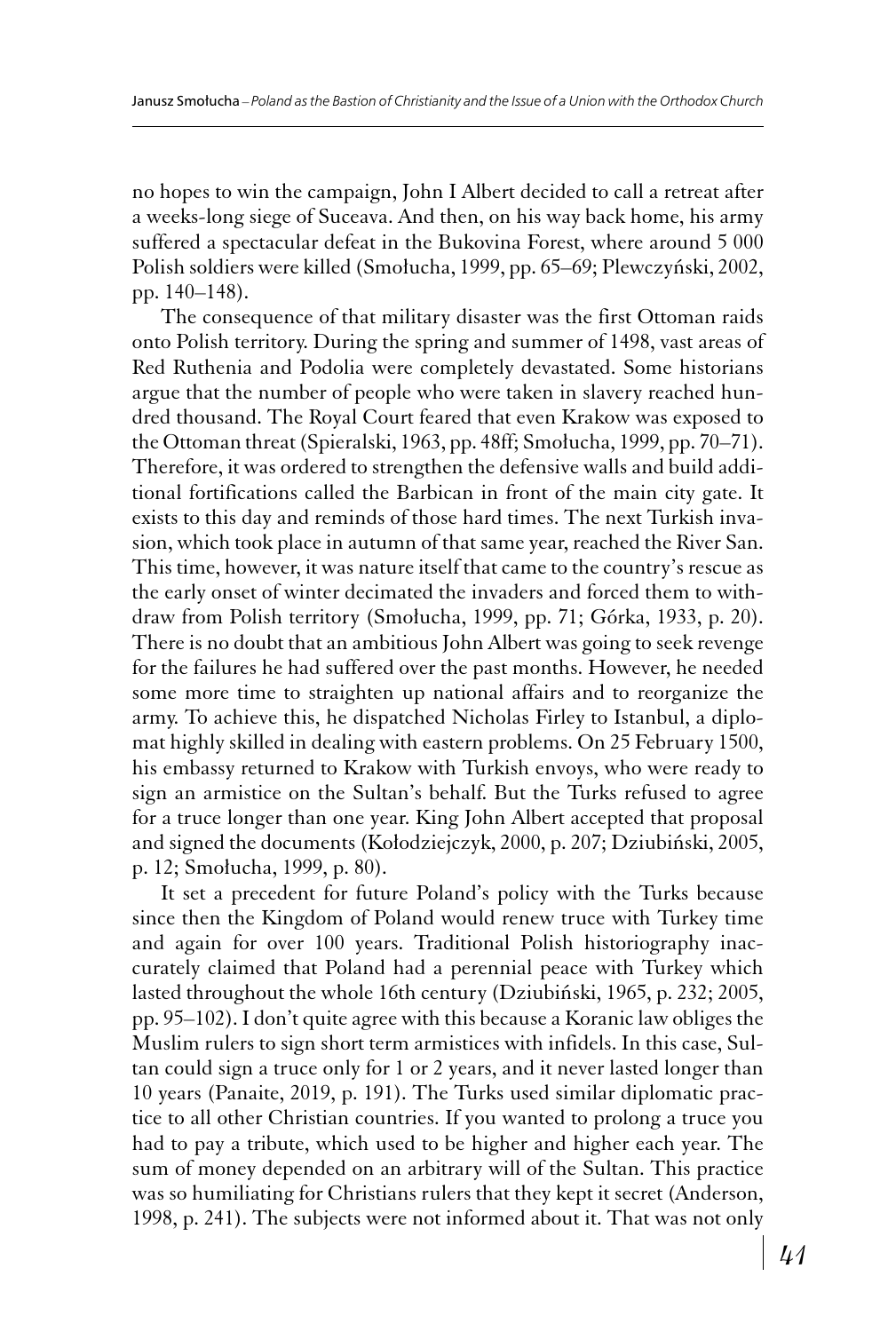no hopes to win the campaign, John I Albert decided to call a retreat after a weeks-long siege of Suceava. And then, on his way back home, his army suffered a spectacular defeat in the Bukovina Forest, where around 5 000 Polish soldiers were killed (Smołucha, 1999, pp. 65–69; Plewczyński, 2002, pp. 140–148).

The consequence of that military disaster was the first Ottoman raids onto Polish territory. During the spring and summer of 1498, vast areas of Red Ruthenia and Podolia were completely devastated. Some historians argue that the number of people who were taken in slavery reached hundred thousand. The Royal Court feared that even Krakow was exposed to the Ottoman threat (Spieralski, 1963, pp. 48ff; Smołucha, 1999, pp. 70–71). Therefore, it was ordered to strengthen the defensive walls and build additional fortifications called the Barbican in front of the main city gate. It exists to this day and reminds of those hard times. The next Turkish invasion, which took place in autumn of that same year, reached the River San. This time, however, it was nature itself that came to the country's rescue as the early onset of winter decimated the invaders and forced them to withdraw from Polish territory (Smołucha, 1999, pp. 71; Górka, 1933, p. 20). There is no doubt that an ambitious John Albert was going to seek revenge for the failures he had suffered over the past months. However, he needed some more time to straighten up national affairs and to reorganize the army. To achieve this, he dispatched Nicholas Firley to Istanbul, a diplomat highly skilled in dealing with eastern problems. On 25 February 1500, his embassy returned to Krakow with Turkish envoys, who were ready to sign an armistice on the Sultan's behalf. But the Turks refused to agree for a truce longer than one year. King John Albert accepted that proposal and signed the documents (Kołodziejczyk, 2000, p. 207; Dziubiński, 2005, p. 12; Smołucha, 1999, p. 80).

It set a precedent for future Poland's policy with the Turks because since then the Kingdom of Poland would renew truce with Turkey time and again for over 100 years. Traditional Polish historiography inaccurately claimed that Poland had a perennial peace with Turkey which lasted throughout the whole 16th century (Dziubiński, 1965, p. 232; 2005, pp. 95–102). I don't quite agree with this because a Koranic law obliges the Muslim rulers to sign short term armistices with infidels. In this case, Sultan could sign a truce only for 1 or 2 years, and it never lasted longer than 10 years (Panaite, 2019, p. 191). The Turks used similar diplomatic practice to all other Christian countries. If you wanted to prolong a truce you had to pay a tribute, which used to be higher and higher each year. The sum of money depended on an arbitrary will of the Sultan. This practice was so humiliating for Christians rulers that they kept it secret (Anderson, 1998, p. 241). The subjects were not informed about it. That was not only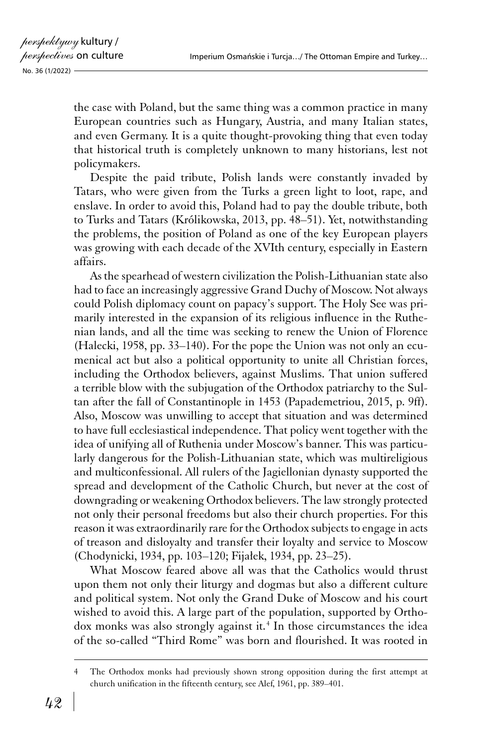the case with Poland, but the same thing was a common practice in many European countries such as Hungary, Austria, and many Italian states, and even Germany. It is a quite thought-provoking thing that even today that historical truth is completely unknown to many historians, lest not policymakers.

Despite the paid tribute, Polish lands were constantly invaded by Tatars, who were given from the Turks a green light to loot, rape, and enslave. In order to avoid this, Poland had to pay the double tribute, both to Turks and Tatars (Królikowska, 2013, pp. 48–51). Yet, notwithstanding the problems, the position of Poland as one of the key European players was growing with each decade of the XVIth century, especially in Eastern affairs.

As the spearhead of western civilization the Polish-Lithuanian state also had to face an increasingly aggressive Grand Duchy of Moscow. Not always could Polish diplomacy count on papacy's support. The Holy See was primarily interested in the expansion of its religious influence in the Ruthenian lands, and all the time was seeking to renew the Union of Florence (Halecki, 1958, pp. 33–140). For the pope the Union was not only an ecumenical act but also a political opportunity to unite all Christian forces, including the Orthodox believers, against Muslims. That union suffered a terrible blow with the subjugation of the Orthodox patriarchy to the Sultan after the fall of Constantinople in 1453 (Papademetriou, 2015, p. 9ff). Also, Moscow was unwilling to accept that situation and was determined to have full ecclesiastical independence. That policy went together with the idea of unifying all of Ruthenia under Moscow's banner. This was particularly dangerous for the Polish-Lithuanian state, which was multireligious and multiconfessional. All rulers of the Jagiellonian dynasty supported the spread and development of the Catholic Church, but never at the cost of downgrading or weakening Orthodox believers. The law strongly protected not only their personal freedoms but also their church properties. For this reason it was extraordinarily rare for the Orthodox subjects to engage in acts of treason and disloyalty and transfer their loyalty and service to Moscow (Chodynicki, 1934, pp. 103–120; Fijałek, 1934, pp. 23–25).

What Moscow feared above all was that the Catholics would thrust upon them not only their liturgy and dogmas but also a different culture and political system. Not only the Grand Duke of Moscow and his court wished to avoid this. A large part of the population, supported by Orthodox monks was also strongly against it.[4] In those circumstances the idea of the so-called "Third Rome" was born and flourished. It was rooted in

---

4 The Orthodox monks had previously shown strong opposition during the first attempt at church unification in the fifteenth century, see Alef, 1961, pp. 389–401.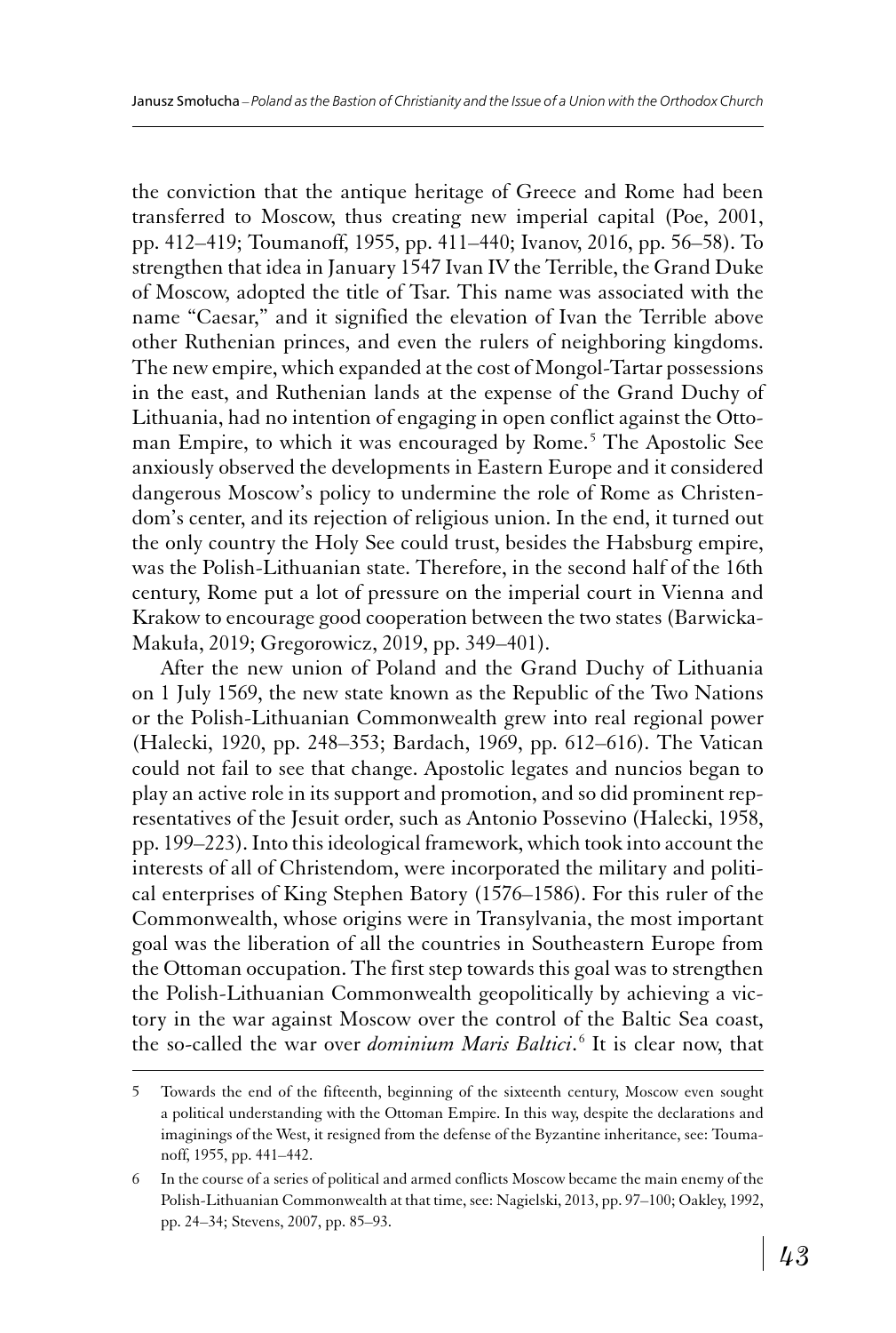the conviction that the antique heritage of Greece and Rome had been transferred to Moscow, thus creating new imperial capital (Poe, 2001, pp. 412–419; Toumanoff, 1955, pp. 411–440; Ivanov, 2016, pp. 56–58). To strengthen that idea in January 1547 Ivan IV the Terrible, the Grand Duke of Moscow, adopted the title of Tsar. This name was associated with the name "Caesar," and it signified the elevation of Ivan the Terrible above other Ruthenian princes, and even the rulers of neighboring kingdoms. The new empire, which expanded at the cost of Mongol-Tartar possessions in the east, and Ruthenian lands at the expense of the Grand Duchy of Lithuania, had no intention of engaging in open conflict against the Ottoman Empire, to which it was encouraged by Rome.[5] The Apostolic See anxiously observed the developments in Eastern Europe and it considered dangerous Moscow's policy to undermine the role of Rome as Christendom's center, and its rejection of religious union. In the end, it turned out the only country the Holy See could trust, besides the Habsburg empire, was the Polish-Lithuanian state. Therefore, in the second half of the 16th century, Rome put a lot of pressure on the imperial court in Vienna and Krakow to encourage good cooperation between the two states (Barwicka-Makuła, 2019; Gregorowicz, 2019, pp. 349–401).

After the new union of Poland and the Grand Duchy of Lithuania on 1 July 1569, the new state known as the Republic of the Two Nations or the Polish-Lithuanian Commonwealth grew into real regional power (Halecki, 1920, pp. 248–353; Bardach, 1969, pp. 612–616). The Vatican could not fail to see that change. Apostolic legates and nuncios began to play an active role in its support and promotion, and so did prominent representatives of the Jesuit order, such as Antonio Possevino (Halecki, 1958, pp. 199–223). Into this ideological framework, which took into account the interests of all of Christendom, were incorporated the military and political enterprises of King Stephen Batory (1576–1586). For this ruler of the Commonwealth, whose origins were in Transylvania, the most important goal was the liberation of all the countries in Southeastern Europe from the Ottoman occupation. The first step towards this goal was to strengthen the Polish-Lithuanian Commonwealth geopolitically by achieving a victory in the war against Moscow over the control of the Baltic Sea coast, the so-called the war over *dominium Maris Baltici*.[6] It is clear now, that

---

5 Towards the end of the fifteenth, beginning of the sixteenth century, Moscow even sought a political understanding with the Ottoman Empire. In this way, despite the declarations and imaginings of the West, it resigned from the defense of the Byzantine inheritance, see: Toumanoff, 1955, pp. 441–442.

6 In the course of a series of political and armed conflicts Moscow became the main enemy of the Polish-Lithuanian Commonwealth at that time, see: Nagielski, 2013, pp. 97–100; Oakley, 1992, pp. 24–34; Stevens, 2007, pp. 85–93.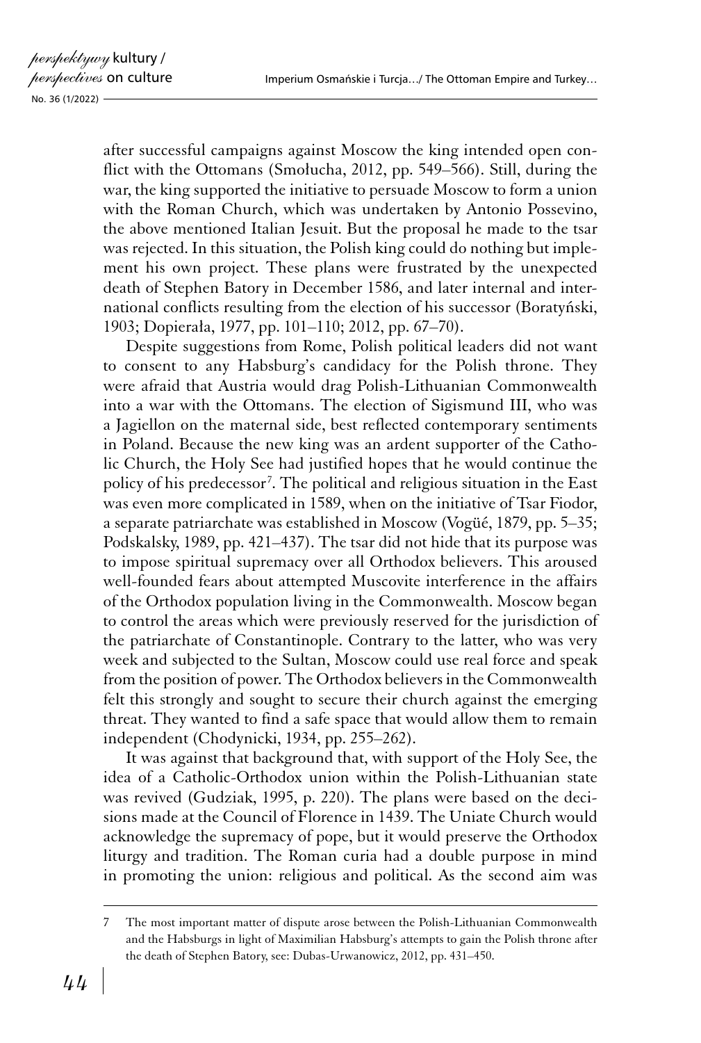after successful campaigns against Moscow the king intended open conflict with the Ottomans (Smołucha, 2012, pp. 549–566). Still, during the war, the king supported the initiative to persuade Moscow to form a union with the Roman Church, which was undertaken by Antonio Possevino, the above mentioned Italian Jesuit. But the proposal he made to the tsar was rejected. In this situation, the Polish king could do nothing but implement his own project. These plans were frustrated by the unexpected death of Stephen Batory in December 1586, and later internal and international conflicts resulting from the election of his successor (Boratyński, 1903; Dopierała, 1977, pp. 101–110; 2012, pp. 67–70).

Despite suggestions from Rome, Polish political leaders did not want to consent to any Habsburg's candidacy for the Polish throne. They were afraid that Austria would drag Polish-Lithuanian Commonwealth into a war with the Ottomans. The election of Sigismund III, who was a Jagiellon on the maternal side, best reflected contemporary sentiments in Poland. Because the new king was an ardent supporter of the Catholic Church, the Holy See had justified hopes that he would continue the policy of his predecessor[7]. The political and religious situation in the East was even more complicated in 1589, when on the initiative of Tsar Fiodor, a separate patriarchate was established in Moscow (Vogüé, 1879, pp. 5–35; Podskalsky, 1989, pp. 421–437). The tsar did not hide that its purpose was to impose spiritual supremacy over all Orthodox believers. This aroused well-founded fears about attempted Muscovite interference in the affairs of the Orthodox population living in the Commonwealth. Moscow began to control the areas which were previously reserved for the jurisdiction of the patriarchate of Constantinople. Contrary to the latter, who was very week and subjected to the Sultan, Moscow could use real force and speak from the position of power. The Orthodox believers in the Commonwealth felt this strongly and sought to secure their church against the emerging threat. They wanted to find a safe space that would allow them to remain independent (Chodynicki, 1934, pp. 255–262).

It was against that background that, with support of the Holy See, the idea of a Catholic-Orthodox union within the Polish-Lithuanian state was revived (Gudziak, 1995, p. 220). The plans were based on the decisions made at the Council of Florence in 1439. The Uniate Church would acknowledge the supremacy of pope, but it would preserve the Orthodox liturgy and tradition. The Roman curia had a double purpose in mind in promoting the union: religious and political. As the second aim was

---

7 The most important matter of dispute arose between the Polish-Lithuanian Commonwealth and the Habsburgs in light of Maximilian Habsburg's attempts to gain the Polish throne after the death of Stephen Batory, see: Dubas-Urwanowicz, 2012, pp. 431–450.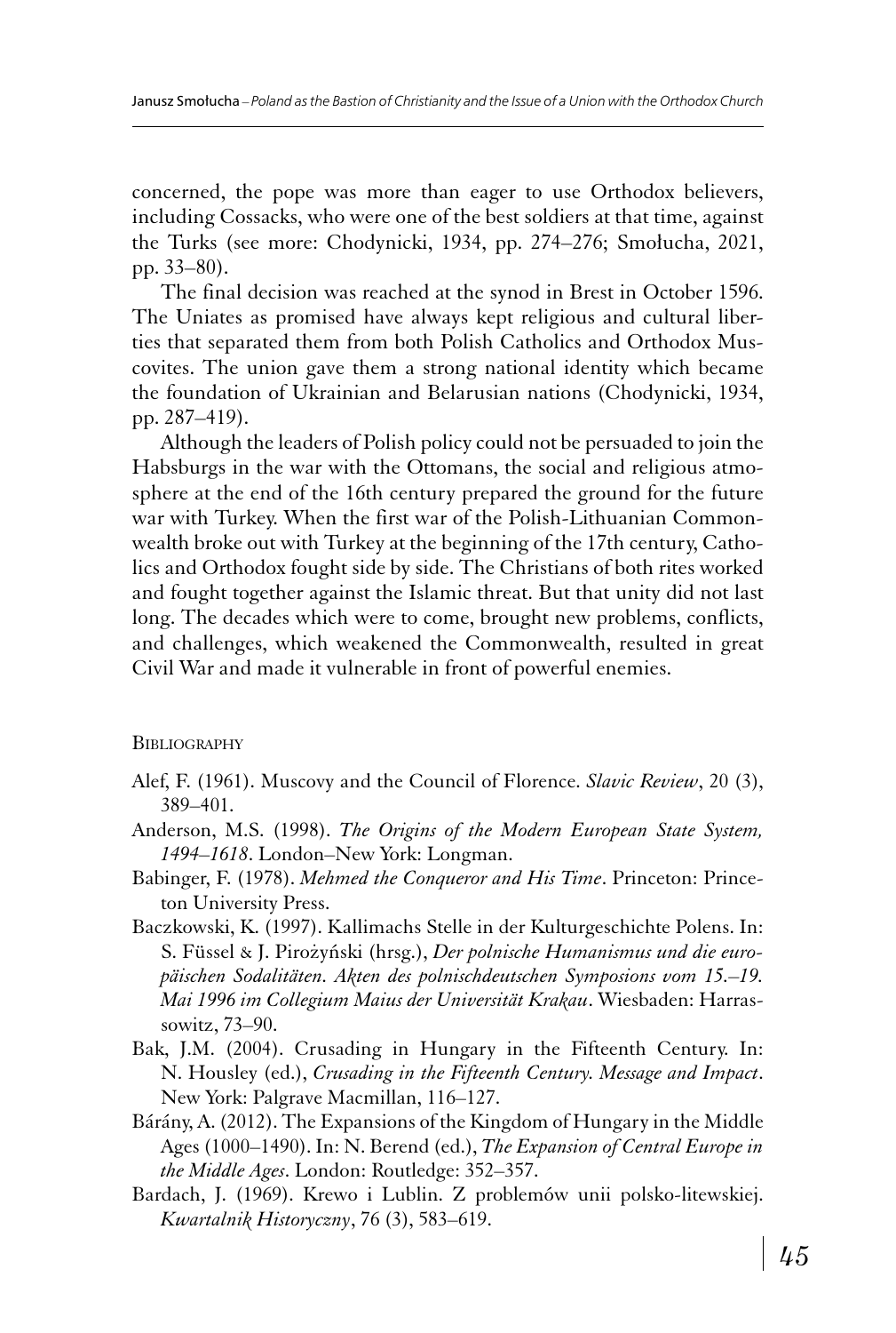concerned, the pope was more than eager to use Orthodox believers, including Cossacks, who were one of the best soldiers at that time, against the Turks (see more: Chodynicki, 1934, pp. 274–276; Smołucha, 2021, pp. 33–80).

The final decision was reached at the synod in Brest in October 1596. The Uniates as promised have always kept religious and cultural liberties that separated them from both Polish Catholics and Orthodox Muscovites. The union gave them a strong national identity which became the foundation of Ukrainian and Belarusian nations (Chodynicki, 1934, pp. 287–419).

Although the leaders of Polish policy could not be persuaded to join the Habsburgs in the war with the Ottomans, the social and religious atmosphere at the end of the 16th century prepared the ground for the future war with Turkey. When the first war of the Polish-Lithuanian Commonwealth broke out with Turkey at the beginning of the 17th century, Catholics and Orthodox fought side by side. The Christians of both rites worked and fought together against the Islamic threat. But that unity did not last long. The decades which were to come, brought new problems, conflicts, and challenges, which weakened the Commonwealth, resulted in great Civil War and made it vulnerable in front of powerful enemies.

## Bibliography

Alef, F. (1961). Muscovy and the Council of Florence. *Slavic Review*, 20 (3), 389–401.

Anderson, M.S. (1998). *The Origins of the Modern European State System, 1494–1618*. London–New York: Longman.

Babinger, F. (1978). *Mehmed the Conqueror and His Time*. Princeton: Princeton University Press.

Baczkowski, K. (1997). Kallimachs Stelle in der Kulturgeschichte Polens. In: S. Füssel & J. Pirożyński (hrsg.), *Der polnische Humanismus und die europäischen Sodalitäten. Akten des polnischdeutschen Symposions vom 15.–19. Mai 1996 im Collegium Maius der Universität Krakau*. Wiesbaden: Harrassowitz, 73–90.

Bak, J.M. (2004). Crusading in Hungary in the Fifteenth Century. In: N. Housley (ed.), *Crusading in the Fifteenth Century. Message and Impact*. New York: Palgrave Macmillan, 116–127.

Bárány, A. (2012). The Expansions of the Kingdom of Hungary in the Middle Ages (1000–1490). In: N. Berend (ed.), *The Expansion of Central Europe in the Middle Ages*. London: Routledge: 352–357.

Bardach, J. (1969). Krewo i Lublin. Z problemów unii polsko-litewskiej. *Kwartalnik Historyczny*, 76 (3), 583–619.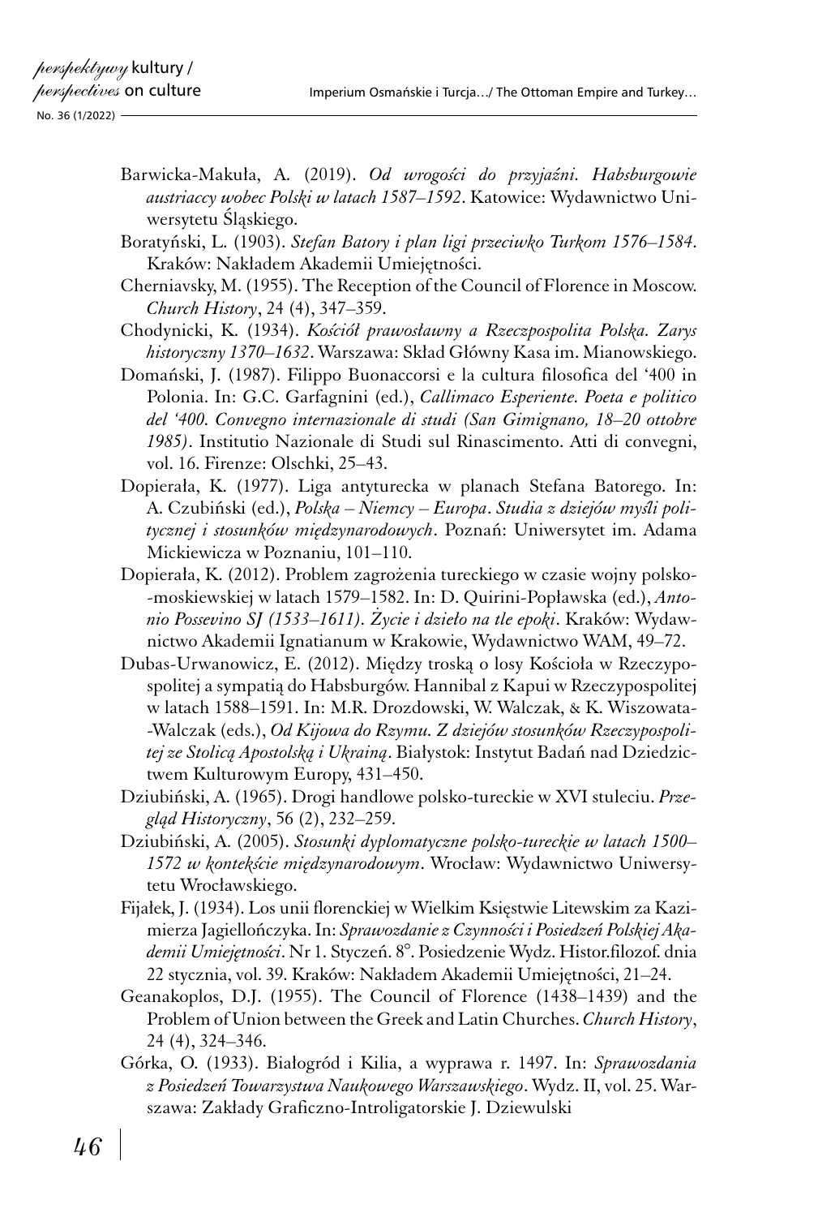Barwicka-Makuła, A. (2019). *Od wrogości do przyjaźni. Habsburgowie austriaccy wobec Polski w latach 1587–1592*. Katowice: Wydawnictwo Uniwersytetu Śląskiego.

Boratyński, L. (1903). *Stefan Batory i plan ligi przeciwko Turkom 1576–1584*. Kraków: Nakładem Akademii Umiejętności.

Cherniavsky, M. (1955). The Reception of the Council of Florence in Moscow. *Church History*, 24 (4), 347–359.

Chodynicki, K. (1934). *Kościół prawosławny a Rzeczpospolita Polska. Zarys historyczny 1370–1632*. Warszawa: Skład Główny Kasa im. Mianowskiego.

Domański, J. (1987). Filippo Buonaccorsi e la cultura filosofica del '400 in Polonia. In: G.C. Garfagnini (ed.), *Callimaco Esperiente. Poeta e politico del '400. Convegno internazionale di studi (San Gimignano, 18–20 ottobre 1985)*. Institutio Nazionale di Studi sul Rinascimento. Atti di convegni, vol. 16. Firenze: Olschki, 25–43.

Dopierała, K. (1977). Liga antyturecka w planach Stefana Batorego. In: A. Czubiński (ed.), *Polska – Niemcy – Europa. Studia z dziejów myśli politycznej i stosunków międzynarodowych*. Poznań: Uniwersytet im. Adama Mickiewicza w Poznaniu, 101–110.

Dopierała, K. (2012). Problem zagrożenia tureckiego w czasie wojny polsko-moskiewskiej w latach 1579–1582. In: D. Quirini-Popławska (ed.), *Antonio Possevino SJ (1533–1611). Życie i dzieło na tle epoki*. Kraków: Wydawnictwo Akademii Ignatianum w Krakowie, Wydawnictwo WAM, 49–72.

Dubas-Urwanowicz, E. (2012). Między troską o losy Kościoła w Rzeczypospolitej a sympatią do Habsburgów. Hannibal z Kapui w Rzeczypospolitej w latach 1588–1591. In: M.R. Drozdowski, W. Walczak, & K. Wiszowata-Walczak (eds.), *Od Kijowa do Rzymu. Z dziejów stosunków Rzeczypospolitej ze Stolicą Apostolską i Ukrainą*. Białystok: Instytut Badań nad Dziedzictwem Kulturowym Europy, 431–450.

Dziubiński, A. (1965). Drogi handlowe polsko-tureckie w XVI stuleciu. *Przegląd Historyczny*, 56 (2), 232–259.

Dziubiński, A. (2005). *Stosunki dyplomatyczne polsko-tureckie w latach 1500–1572 w kontekście międzynarodowym*. Wrocław: Wydawnictwo Uniwersytetu Wrocławskiego.

Fijałek, J. (1934). Los unii florenckiej w Wielkim Księstwie Litewskim za Kazimierza Jagiellończyka. In: *Sprawozdanie z Czynności i Posiedzeń Polskiej Akademii Umiejętności*. Nr 1. Styczeń. 8°. Posiedzenie Wydz. Histor.filozof. dnia 22 stycznia, vol. 39. Kraków: Nakładem Akademii Umiejętności, 21–24.

Geanakoplos, D.J. (1955). The Council of Florence (1438–1439) and the Problem of Union between the Greek and Latin Churches. *Church History*, 24 (4), 324–346.

Górka, O. (1933). Białogród i Kilia, a wyprawa r. 1497. In: *Sprawozdania z Posiedzeń Towarzystwa Naukowego Warszawskiego*. Wydz. II, vol. 25. Warszawa: Zakłady Graficzno-Introligatorskie J. Dziewulski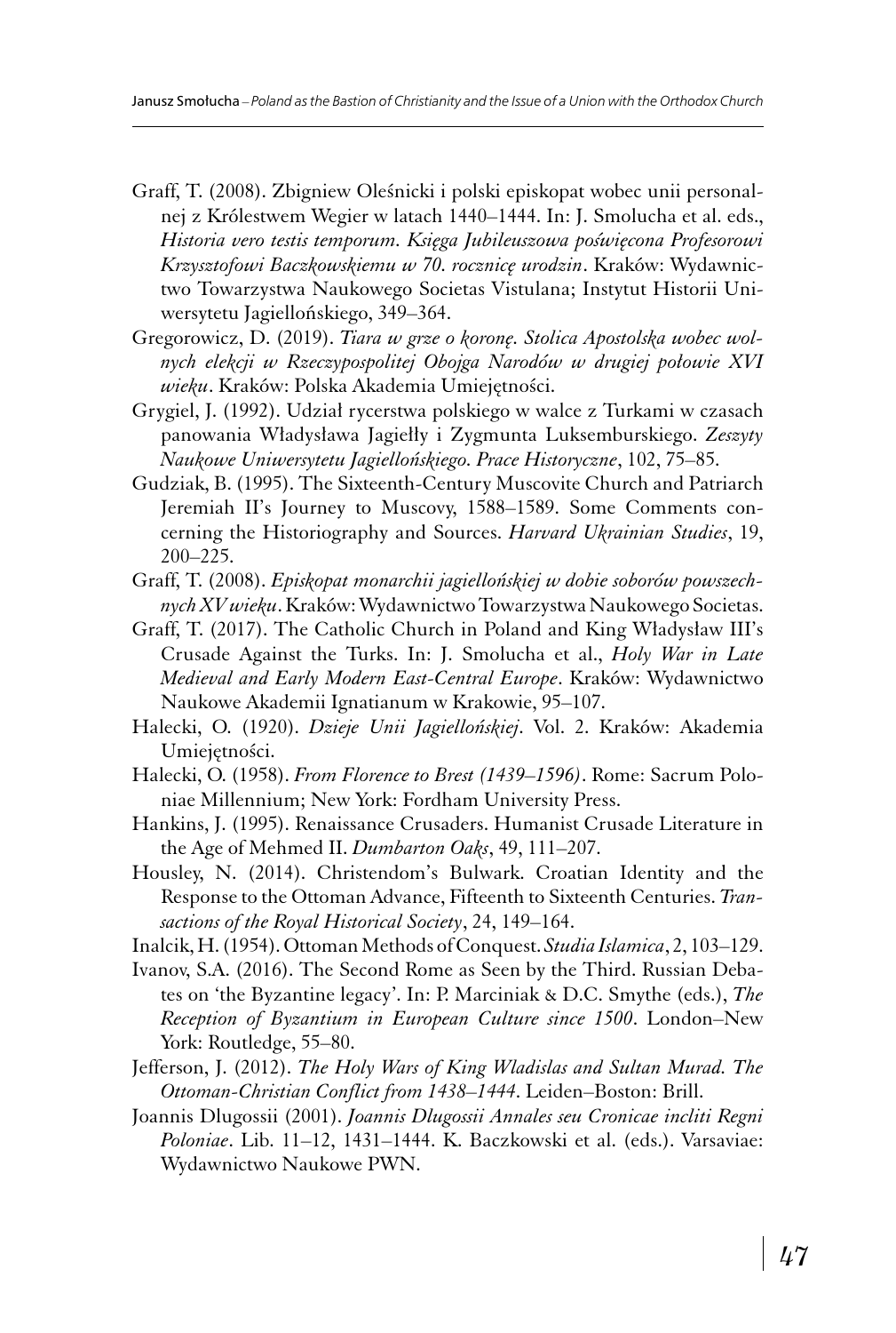Graff, T. (2008). Zbigniew Oleśnicki i polski episkopat wobec unii personalnej z Królestwem Wegier w latach 1440–1444. In: J. Smolucha et al. eds., *Historia vero testis temporum. Księga Jubileuszowa poświęcona Profesorowi Krzysztofowi Baczkowskiemu w 70. rocznicę urodzin*. Kraków: Wydawnictwo Towarzystwa Naukowego Societas Vistulana; Instytut Historii Uniwersytetu Jagiellońskiego, 349–364.

Gregorowicz, D. (2019). *Tiara w grze o koronę. Stolica Apostolska wobec wolnych elekcji w Rzeczypospolitej Obojga Narodów w drugiej połowie XVI wieku*. Kraków: Polska Akademia Umiejętności.

Grygiel, J. (1992). Udział rycerstwa polskiego w walce z Turkami w czasach panowania Władysława Jagiełły i Zygmunta Luksemburskiego. *Zeszyty Naukowe Uniwersytetu Jagiellońskiego. Prace Historyczne*, 102, 75–85.

Gudziak, B. (1995). The Sixteenth-Century Muscovite Church and Patriarch Jeremiah II's Journey to Muscovy, 1588–1589. Some Comments concerning the Historiography and Sources. *Harvard Ukrainian Studies*, 19, 200–225.

Graff, T. (2008). *Episkopat monarchii jagiellońskiej w dobie soborów powszechnych XV wieku*. Kraków: Wydawnictwo Towarzystwa Naukowego Societas.

Graff, T. (2017). The Catholic Church in Poland and King Władysław III's Crusade Against the Turks. In: J. Smolucha et al., *Holy War in Late Medieval and Early Modern East-Central Europe*. Kraków: Wydawnictwo Naukowe Akademii Ignatianum w Krakowie, 95–107.

Halecki, O. (1920). *Dzieje Unii Jagiellońskiej*. Vol. 2. Kraków: Akademia Umiejętności.

Halecki, O. (1958). *From Florence to Brest (1439–1596)*. Rome: Sacrum Poloniae Millennium; New York: Fordham University Press.

Hankins, J. (1995). Renaissance Crusaders. Humanist Crusade Literature in the Age of Mehmed II. *Dumbarton Oaks*, 49, 111–207.

Housley, N. (2014). Christendom's Bulwark. Croatian Identity and the Response to the Ottoman Advance, Fifteenth to Sixteenth Centuries. *Transactions of the Royal Historical Society*, 24, 149–164.

Inalcik, H. (1954). Ottoman Methods of Conquest. *Studia Islamica*, 2, 103–129.

Ivanov, S.A. (2016). The Second Rome as Seen by the Third. Russian Debates on 'the Byzantine legacy'. In: P. Marciniak & D.C. Smythe (eds.), *The Reception of Byzantium in European Culture since 1500*. London–New York: Routledge, 55–80.

Jefferson, J. (2012). *The Holy Wars of King Wladislas and Sultan Murad. The Ottoman-Christian Conflict from 1438–1444*. Leiden–Boston: Brill.

Joannis Dlugossii (2001). *Joannis Dlugossii Annales seu Cronicae incliti Regni Poloniae*. Lib. 11–12, 1431–1444. K. Baczkowski et al. (eds.). Varsaviae: Wydawnictwo Naukowe PWN.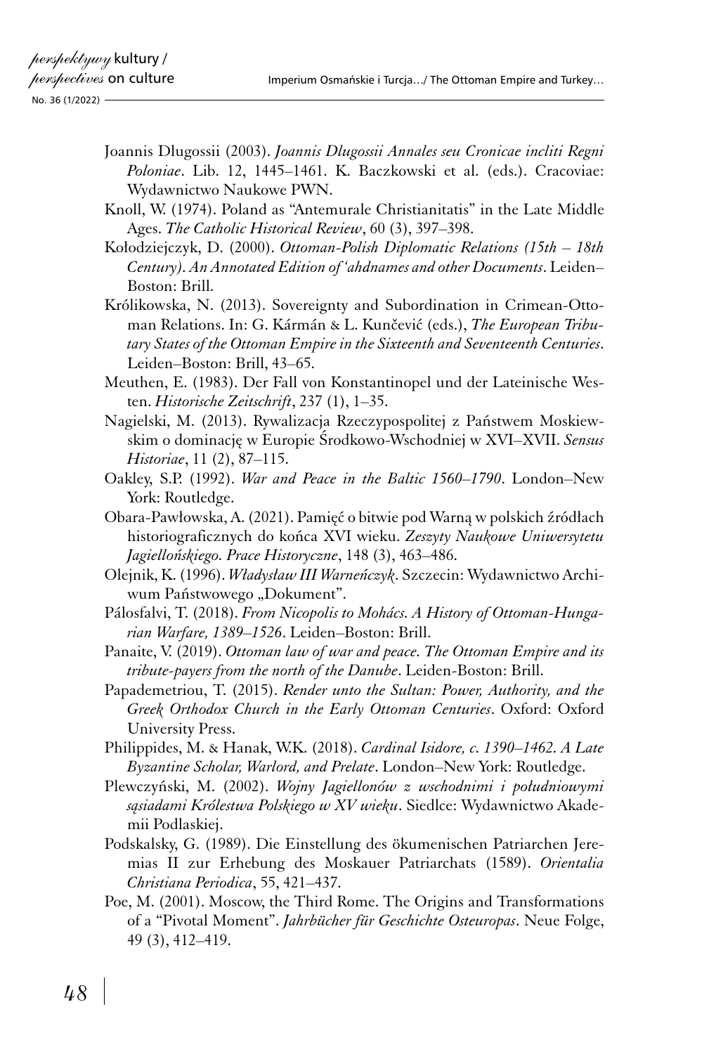Joannis Dlugossii (2003). *Joannis Dlugossii Annales seu Cronicae incliti Regni Poloniae*. Lib. 12, 1445–1461. K. Baczkowski et al. (eds.). Cracoviae: Wydawnictwo Naukowe PWN.

Knoll, W. (1974). Poland as "Antemurale Christianitatis" in the Late Middle Ages. *The Catholic Historical Review*, 60 (3), 397–398.

Kołodziejczyk, D. (2000). *Ottoman-Polish Diplomatic Relations (15th – 18th Century). An Annotated Edition of 'ahdnames and other Documents*. Leiden–Boston: Brill.

Królikowska, N. (2013). Sovereignty and Subordination in Crimean-Ottoman Relations. In: G. Kármán & L. Kunčević (eds.), *The European Tributary States of the Ottoman Empire in the Sixteenth and Seventeenth Centuries*. Leiden–Boston: Brill, 43–65.

Meuthen, E. (1983). Der Fall von Konstantinopel und der Lateinische Westen. *Historische Zeitschrift*, 237 (1), 1–35.

Nagielski, M. (2013). Rywalizacja Rzeczypospolitej z Państwem Moskiewskim o dominację w Europie Środkowo-Wschodniej w XVI–XVII. *Sensus Historiae*, 11 (2), 87–115.

Oakley, S.P. (1992). *War and Peace in the Baltic 1560–1790*. London–New York: Routledge.

Obara-Pawłowska, A. (2021). Pamięć o bitwie pod Warną w polskich źródłach historiograficznych do końca XVI wieku. *Zeszyty Naukowe Uniwersytetu Jagiellońskiego. Prace Historyczne*, 148 (3), 463–486.

Olejnik, K. (1996). *Władysław III Warneńczyk*. Szczecin: Wydawnictwo Archiwum Państwowego „Dokument".

Pálosfalvi, T. (2018). *From Nicopolis to Mohács. A History of Ottoman-Hungarian Warfare, 1389–1526*. Leiden–Boston: Brill.

Panaite, V. (2019). *Ottoman law of war and peace. The Ottoman Empire and its tribute-payers from the north of the Danube*. Leiden-Boston: Brill.

Papademetriou, T. (2015). *Render unto the Sultan: Power, Authority, and the Greek Orthodox Church in the Early Ottoman Centuries*. Oxford: Oxford University Press.

Philippides, M. & Hanak, W.K. (2018). *Cardinal Isidore, c. 1390–1462. A Late Byzantine Scholar, Warlord, and Prelate*. London–New York: Routledge.

Plewczyński, M. (2002). *Wojny Jagiellonów z wschodnimi i południowymi sąsiadami Królestwa Polskiego w XV wieku*. Siedlce: Wydawnictwo Akademii Podlaskiej.

Podskalsky, G. (1989). Die Einstellung des ökumenischen Patriarchen Jeremias II zur Erhebung des Moskauer Patriarchats (1589). *Orientalia Christiana Periodica*, 55, 421–437.

Poe, M. (2001). Moscow, the Third Rome. The Origins and Transformations of a "Pivotal Moment". *Jahrbücher für Geschichte Osteuropas*. Neue Folge, 49 (3), 412–419.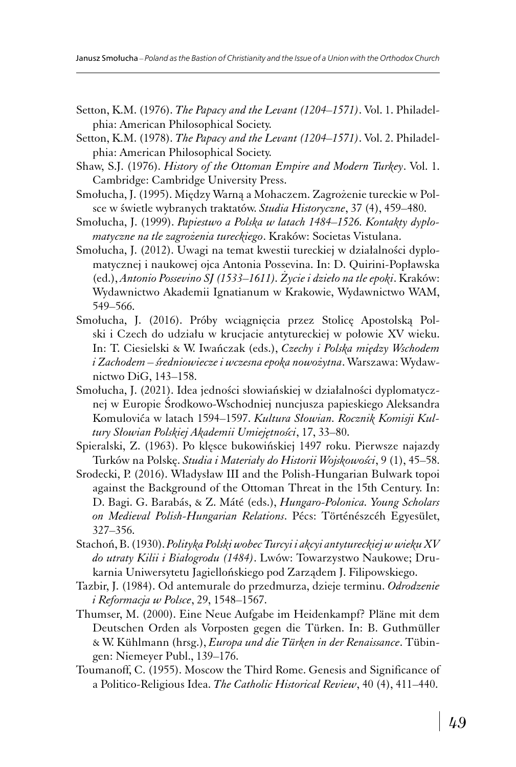Setton, K.M. (1976). *The Papacy and the Levant (1204–1571)*. Vol. 1. Philadelphia: American Philosophical Society.

Setton, K.M. (1978). *The Papacy and the Levant (1204–1571)*. Vol. 2. Philadelphia: American Philosophical Society.

Shaw, S.J. (1976). *History of the Ottoman Empire and Modern Turkey*. Vol. 1. Cambridge: Cambridge University Press.

Smołucha, J. (1995). Między Warną a Mohaczem. Zagrożenie tureckie w Polsce w świetle wybranych traktatów. *Studia Historyczne*, 37 (4), 459–480.

Smołucha, J. (1999). *Papiestwo a Polska w latach 1484–1526. Kontakty dyplomatyczne na tle zagrożenia tureckiego*. Kraków: Societas Vistulana.

Smołucha, J. (2012). Uwagi na temat kwestii tureckiej w działalności dyplomatycznej i naukowej ojca Antonia Possevina. In: D. Quirini-Popławska (ed.), *Antonio Possevino SJ (1533–1611). Życie i dzieło na tle epoki*. Kraków: Wydawnictwo Akademii Ignatianum w Krakowie, Wydawnictwo WAM, 549–566.

Smołucha, J. (2016). Próby wciągnięcia przez Stolicę Apostolską Polski i Czech do udziału w krucjacie antytureckiej w połowie XV wieku. In: T. Ciesielski & W. Iwańczak (eds.), *Czechy i Polska między Wschodem i Zachodem – średniowiecze i wczesna epoka nowożytna*. Warszawa: Wydawnictwo DiG, 143–158.

Smołucha, J. (2021). Idea jedności słowiańskiej w działalności dyplomatycznej w Europie Środkowo-Wschodniej nuncjusza papieskiego Aleksandra Komulovića w latach 1594–1597. *Kultura Słowian. Rocznik Komisji Kultury Słowian Polskiej Akademii Umiejętności*, 17, 33–80.

Spieralski, Z. (1963). Po klęsce bukowińskiej 1497 roku. Pierwsze najazdy Turków na Polskę. *Studia i Materiały do Historii Wojskowości*, 9 (1), 45–58.

Srodecki, P. (2016). Władysław III and the Polish-Hungarian Bulwark topoi against the Background of the Ottoman Threat in the 15th Century. In: D. Bagi. G. Barabás, & Z. Máté (eds.), *Hungaro-Polonica. Young Scholars on Medieval Polish-Hungarian Relations*. Pécs: Történészcéh Egyesület, 327–356.

Stachoń, B. (1930). *Polityka Polski wobec Turcyi i akcyi antytureckiej w wieku XV do utraty Kilii i Białogrodu (1484)*. Lwów: Towarzystwo Naukowe; Drukarnia Uniwersytetu Jagiellońskiego pod Zarządem J. Filipowskiego.

Tazbir, J. (1984). Od antemurale do przedmurza, dzieje terminu. *Odrodzenie i Reformacja w Polsce*, 29, 1548–1567.

Thumser, M. (2000). Eine Neue Aufgabe im Heidenkampf? Pläne mit dem Deutschen Orden als Vorposten gegen die Türken. In: B. Guthmüller & W. Kühlmann (hrsg.), *Europa und die Türken in der Renaissance*. Tübingen: Niemeyer Publ., 139–176.

Toumanoff, C. (1955). Moscow the Third Rome. Genesis and Significance of a Politico-Religious Idea. *The Catholic Historical Review*, 40 (4), 411–440.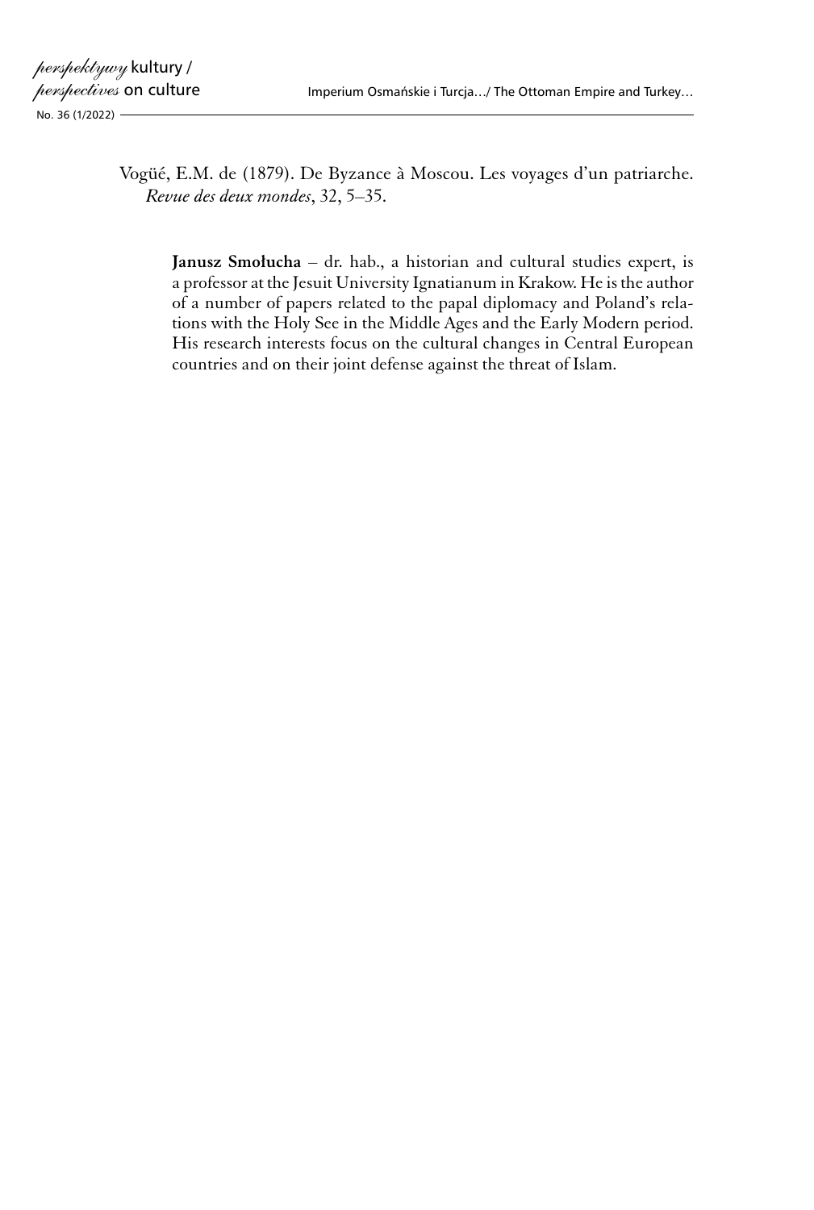Vogüé, E.M. de (1879). De Byzance à Moscou. Les voyages d'un patriarche. *Revue des deux mondes*, 32, 5–35.

**Janusz Smołucha** – dr. hab., a historian and cultural studies expert, is a professor at the Jesuit University Ignatianum in Krakow. He is the author of a number of papers related to the papal diplomacy and Poland's relations with the Holy See in the Middle Ages and the Early Modern period. His research interests focus on the cultural changes in Central European countries and on their joint defense against the threat of Islam.